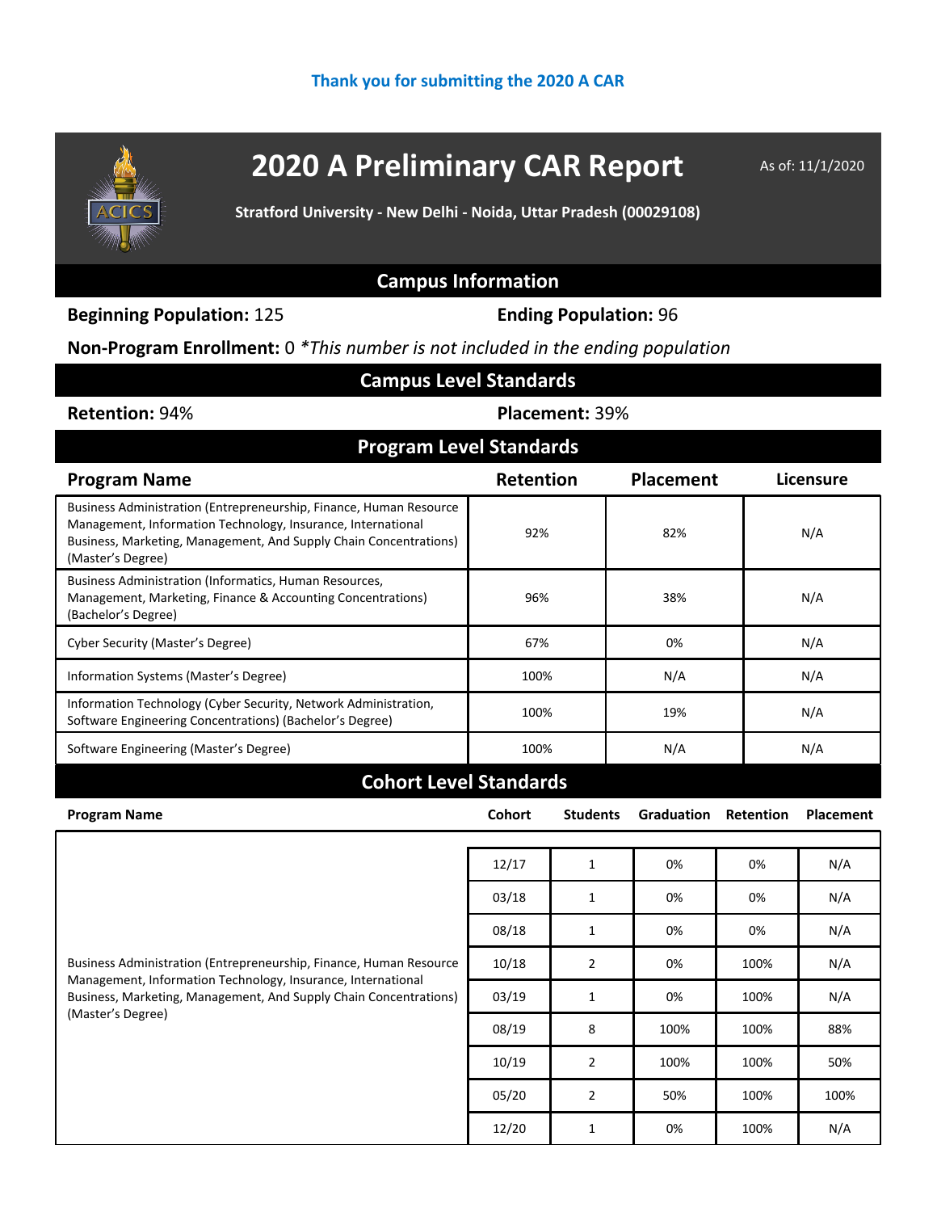Thank you for submitting the 2020 A CAR

# 2020 A Preliminary CAR Report

As of: 11/1/2020

**Stratford University - New Delhi - Noida, Uttar Pradesh (00029108)**

## Campus Information

**Beginning Population:** 125

**Ending Population:** 96

**Non-Program Enrollment:** 0 *\*This number is not included in the ending population*

## Campus Level Standards

**Retention:** 94%

**Placement:** 39%

## Program Level Standards

| Program Name | Retention | Placement | Licensure |
|---|---|---|---|
| Business Administration (Entrepreneurship, Finance, Human Resource Management, Information Technology, Insurance, International Business, Marketing, Management, And Supply Chain Concentrations) (Master's Degree) | 92% | 82% | N/A |
| Business Administration (Informatics, Human Resources, Management, Marketing, Finance & Accounting Concentrations) (Bachelor's Degree) | 96% | 38% | N/A |
| Cyber Security (Master's Degree) | 67% | 0% | N/A |
| Information Systems (Master's Degree) | 100% | N/A | N/A |
| Information Technology (Cyber Security, Network Administration, Software Engineering Concentrations) (Bachelor's Degree) | 100% | 19% | N/A |
| Software Engineering (Master's Degree) | 100% | N/A | N/A |

## Cohort Level Standards

| Program Name | Cohort | Students | Graduation | Retention | Placement |
|---|---|---|---|---|---|
| Business Administration (Entrepreneurship, Finance, Human Resource Management, Information Technology, Insurance, International Business, Marketing, Management, And Supply Chain Concentrations) (Master's Degree) | 12/17 | 1 | 0% | 0% | N/A |
| | 03/18 | 1 | 0% | 0% | N/A |
| | 08/18 | 1 | 0% | 0% | N/A |
| | 10/18 | 2 | 0% | 100% | N/A |
| | 03/19 | 1 | 0% | 100% | N/A |
| | 08/19 | 8 | 100% | 100% | 88% |
| | 10/19 | 2 | 100% | 100% | 50% |
| | 05/20 | 2 | 50% | 100% | 100% |
| | 12/20 | 1 | 0% | 100% | N/A |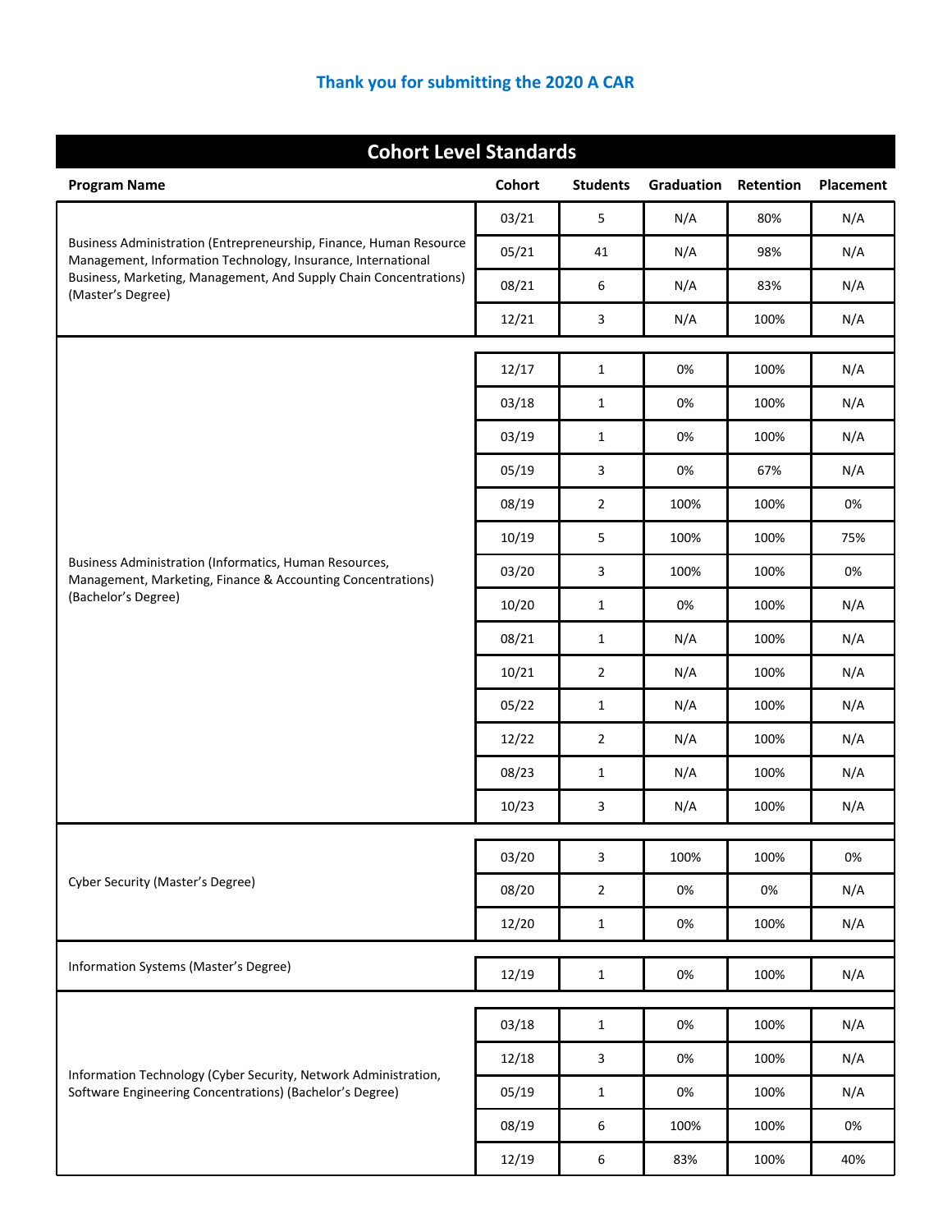Thank you for submitting the 2020 A CAR

## Cohort Level Standards

| Program Name | Cohort | Students | Graduation | Retention | Placement |
|---|---|---|---|---|---|
| Business Administration (Entrepreneurship, Finance, Human Resource Management, Information Technology, Insurance, International Business, Marketing, Management, And Supply Chain Concentrations) (Master's Degree) | 03/21 | 5 | N/A | 80% | N/A |
| | 05/21 | 41 | N/A | 98% | N/A |
| | 08/21 | 6 | N/A | 83% | N/A |
| | 12/21 | 3 | N/A | 100% | N/A |
| Business Administration (Informatics, Human Resources, Management, Marketing, Finance & Accounting Concentrations) (Bachelor's Degree) | 12/17 | 1 | 0% | 100% | N/A |
| | 03/18 | 1 | 0% | 100% | N/A |
| | 03/19 | 1 | 0% | 100% | N/A |
| | 05/19 | 3 | 0% | 67% | N/A |
| | 08/19 | 2 | 100% | 100% | 0% |
| | 10/19 | 5 | 100% | 100% | 75% |
| | 03/20 | 3 | 100% | 100% | 0% |
| | 10/20 | 1 | 0% | 100% | N/A |
| | 08/21 | 1 | N/A | 100% | N/A |
| | 10/21 | 2 | N/A | 100% | N/A |
| | 05/22 | 1 | N/A | 100% | N/A |
| | 12/22 | 2 | N/A | 100% | N/A |
| | 08/23 | 1 | N/A | 100% | N/A |
| | 10/23 | 3 | N/A | 100% | N/A |
| Cyber Security (Master's Degree) | 03/20 | 3 | 100% | 100% | 0% |
| | 08/20 | 2 | 0% | 0% | N/A |
| | 12/20 | 1 | 0% | 100% | N/A |
| Information Systems (Master's Degree) | 12/19 | 1 | 0% | 100% | N/A |
| Information Technology (Cyber Security, Network Administration, Software Engineering Concentrations) (Bachelor's Degree) | 03/18 | 1 | 0% | 100% | N/A |
| | 12/18 | 3 | 0% | 100% | N/A |
| | 05/19 | 1 | 0% | 100% | N/A |
| | 08/19 | 6 | 100% | 100% | 0% |
| | 12/19 | 6 | 83% | 100% | 40% |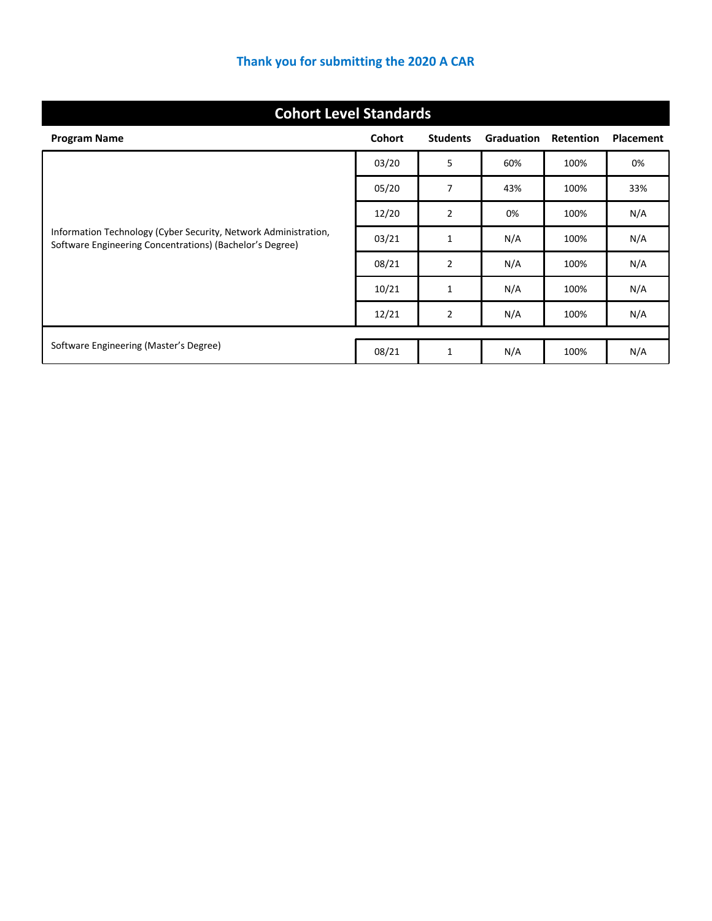**Thank you for submitting the 2020 A CAR**

## Cohort Level Standards

| Program Name | Cohort | Students | Graduation | Retention | Placement |
|---|---|---|---|---|---|
| Information Technology (Cyber Security, Network Administration, Software Engineering Concentrations) (Bachelor's Degree) | 03/20 | 5 | 60% | 100% | 0% |
| | 05/20 | 7 | 43% | 100% | 33% |
| | 12/20 | 2 | 0% | 100% | N/A |
| | 03/21 | 1 | N/A | 100% | N/A |
| | 08/21 | 2 | N/A | 100% | N/A |
| | 10/21 | 1 | N/A | 100% | N/A |
| | 12/21 | 2 | N/A | 100% | N/A |
| Software Engineering (Master's Degree) | 08/21 | 1 | N/A | 100% | N/A |